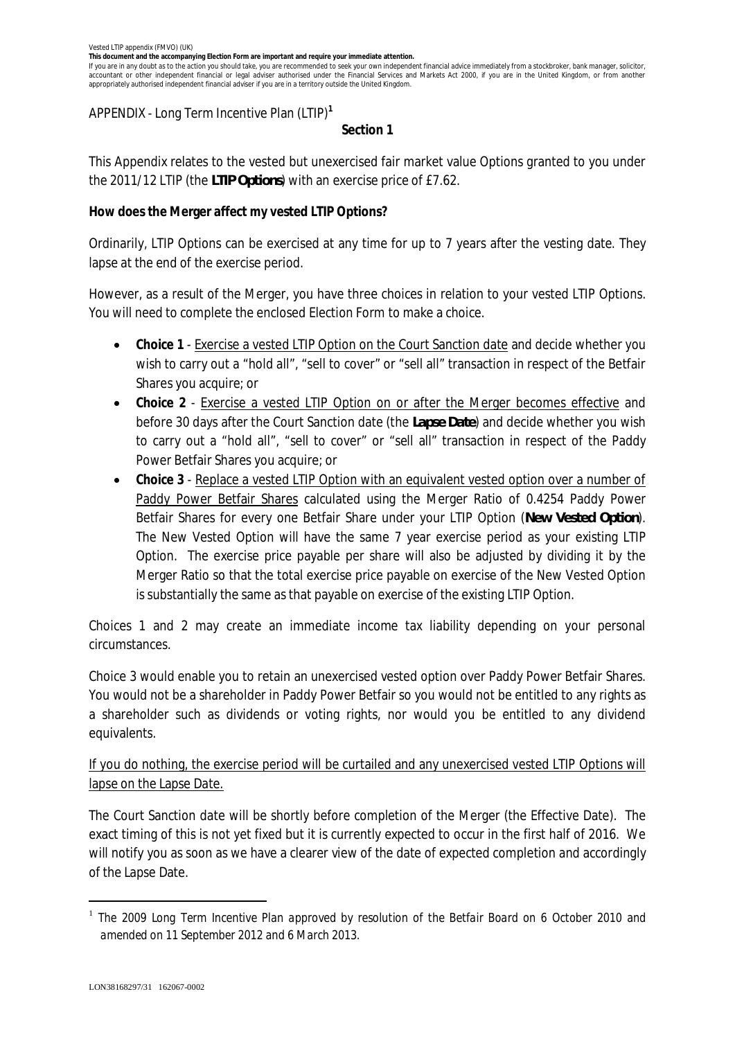Vested LTIP appendix (FMVO) (UK)

**This document and the accompanying Election Form are important and require your immediate attention.**

If you are in any doubt as to the action you should take, you are recommended to seek your own independent financial advice immediately from a stockbroker, bank manager, solicitor, accountant or other independent financial or legal adviser authorised under the Financial Services and Markets Act 2000, if you are in the United Kingdom, or from another appropriately authorised independent financial adviser if you are in a territory outside the United Kingdom.

APPENDIX - Long Term Incentive Plan (LTIP)[1]

**Section 1**

This Appendix relates to the vested but unexercised fair market value Options granted to you under the 2011/12 LTIP (the ***LTIP Options***) with an exercise price of £7.62.

**How does the Merger affect my vested LTIP Options?**

Ordinarily, LTIP Options can be exercised at any time for up to 7 years after the vesting date. They lapse at the end of the exercise period.

However, as a result of the Merger, you have three choices in relation to your vested LTIP Options. You will need to complete the enclosed Election Form to make a choice.

- **Choice 1** - Exercise a vested LTIP Option on the Court Sanction date and decide whether you wish to carry out a "hold all", "sell to cover" or "sell all" transaction in respect of the Betfair Shares you acquire; or
- **Choice 2** - Exercise a vested LTIP Option on or after the Merger becomes effective and before 30 days after the Court Sanction date (the ***Lapse Date***) and decide whether you wish to carry out a "hold all", "sell to cover" or "sell all" transaction in respect of the Paddy Power Betfair Shares you acquire; or
- **Choice 3** - Replace a vested LTIP Option with an equivalent vested option over a number of Paddy Power Betfair Shares calculated using the Merger Ratio of 0.4254 Paddy Power Betfair Shares for every one Betfair Share under your LTIP Option (***New Vested Option***). The New Vested Option will have the same 7 year exercise period as your existing LTIP Option. The exercise price payable per share will also be adjusted by dividing it by the Merger Ratio so that the total exercise price payable on exercise of the New Vested Option is substantially the same as that payable on exercise of the existing LTIP Option.

Choices 1 and 2 may create an immediate income tax liability depending on your personal circumstances.

Choice 3 would enable you to retain an unexercised vested option over Paddy Power Betfair Shares. You would not be a shareholder in Paddy Power Betfair so you would not be entitled to any rights as a shareholder such as dividends or voting rights, nor would you be entitled to any dividend equivalents.

If you do nothing, the exercise period will be curtailed and any unexercised vested LTIP Options will lapse on the Lapse Date.

The Court Sanction date will be shortly before completion of the Merger (the Effective Date). The exact timing of this is not yet fixed but it is currently expected to occur in the first half of 2016. We will notify you as soon as we have a clearer view of the date of expected completion and accordingly of the Lapse Date.

[1] *The 2009 Long Term Incentive Plan approved by resolution of the Betfair Board on 6 October 2010 and amended on 11 September 2012 and 6 March 2013.*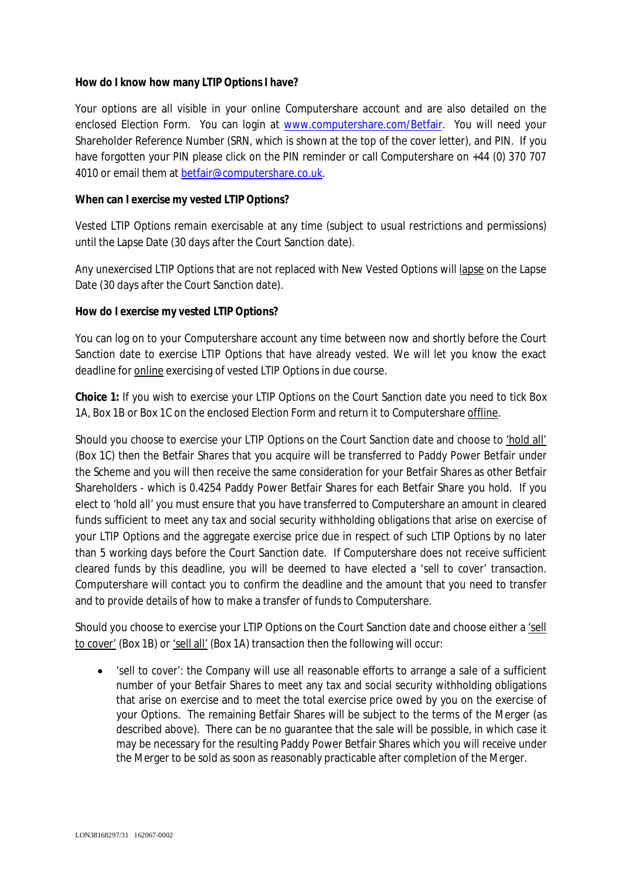**How do I know how many LTIP Options I have?**

Your options are all visible in your online Computershare account and are also detailed on the enclosed Election Form. You can login at www.computershare.com/Betfair. You will need your Shareholder Reference Number (SRN, which is shown at the top of the cover letter), and PIN. If you have forgotten your PIN please click on the PIN reminder or call Computershare on +44 (0) 370 707 4010 or email them at betfair@computershare.co.uk.

**When can I exercise my vested LTIP Options?**

Vested LTIP Options remain exercisable at any time (subject to usual restrictions and permissions) until the Lapse Date (30 days after the Court Sanction date).

Any unexercised LTIP Options that are not replaced with New Vested Options will lapse on the Lapse Date (30 days after the Court Sanction date).

**How do I exercise my vested LTIP Options?**

You can log on to your Computershare account any time between now and shortly before the Court Sanction date to exercise LTIP Options that have already vested. We will let you know the exact deadline for online exercising of vested LTIP Options in due course.

**Choice 1:** If you wish to exercise your LTIP Options on the Court Sanction date you need to tick Box 1A, Box 1B or Box 1C on the enclosed Election Form and return it to Computershare offline.

Should you choose to exercise your LTIP Options on the Court Sanction date and choose to 'hold all' (Box 1C) then the Betfair Shares that you acquire will be transferred to Paddy Power Betfair under the Scheme and you will then receive the same consideration for your Betfair Shares as other Betfair Shareholders - which is 0.4254 Paddy Power Betfair Shares for each Betfair Share you hold. If you elect to 'hold all' you must ensure that you have transferred to Computershare an amount in cleared funds sufficient to meet any tax and social security withholding obligations that arise on exercise of your LTIP Options and the aggregate exercise price due in respect of such LTIP Options by no later than 5 working days before the Court Sanction date. If Computershare does not receive sufficient cleared funds by this deadline, you will be deemed to have elected a 'sell to cover' transaction. Computershare will contact you to confirm the deadline and the amount that you need to transfer and to provide details of how to make a transfer of funds to Computershare.

Should you choose to exercise your LTIP Options on the Court Sanction date and choose either a 'sell to cover' (Box 1B) or 'sell all' (Box 1A) transaction then the following will occur:

- 'sell to cover': the Company will use all reasonable efforts to arrange a sale of a sufficient number of your Betfair Shares to meet any tax and social security withholding obligations that arise on exercise and to meet the total exercise price owed by you on the exercise of your Options. The remaining Betfair Shares will be subject to the terms of the Merger (as described above). There can be no guarantee that the sale will be possible, in which case it may be necessary for the resulting Paddy Power Betfair Shares which you will receive under the Merger to be sold as soon as reasonably practicable after completion of the Merger.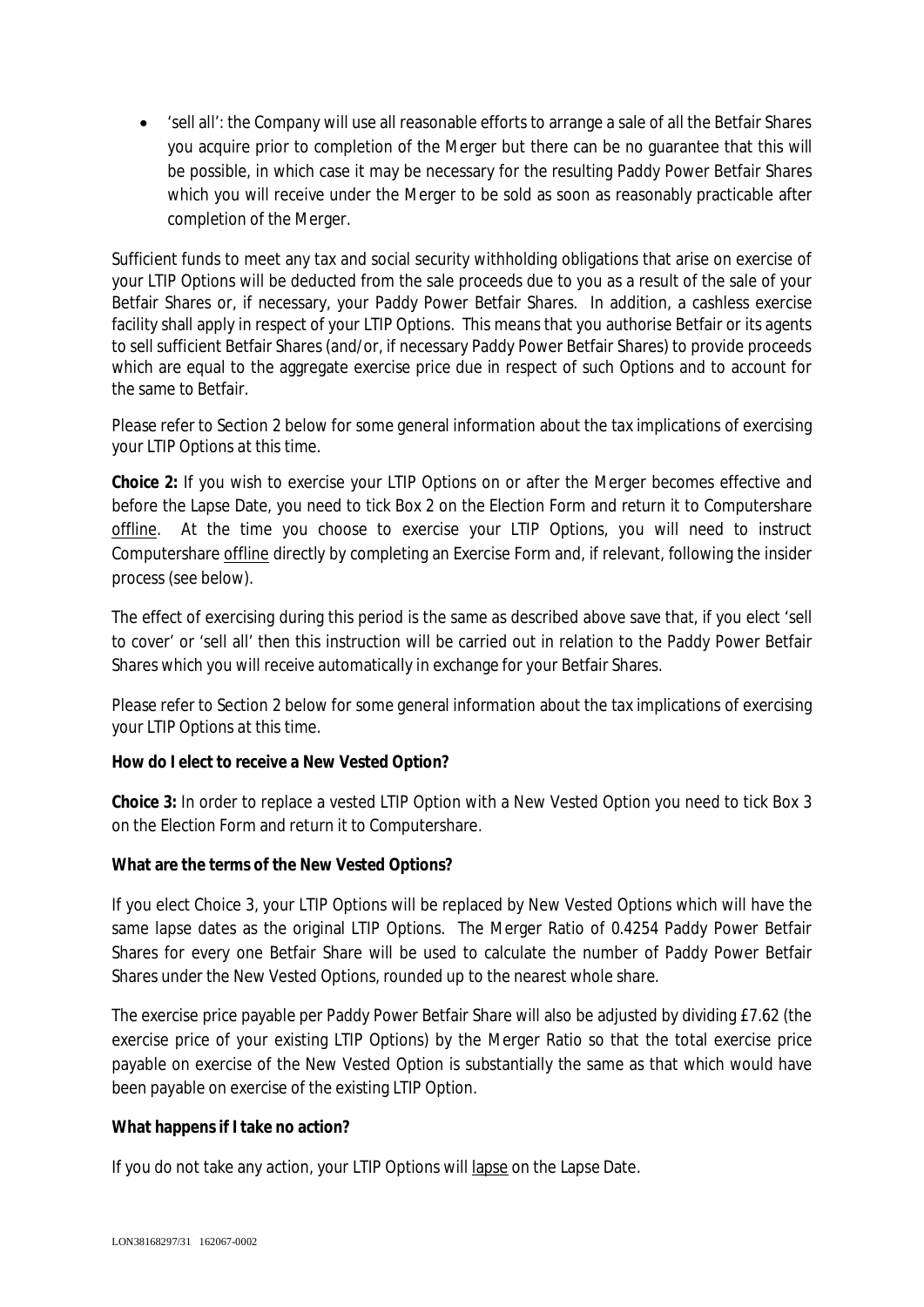- 'sell all': the Company will use all reasonable efforts to arrange a sale of all the Betfair Shares you acquire prior to completion of the Merger but there can be no guarantee that this will be possible, in which case it may be necessary for the resulting Paddy Power Betfair Shares which you will receive under the Merger to be sold as soon as reasonably practicable after completion of the Merger.

Sufficient funds to meet any tax and social security withholding obligations that arise on exercise of your LTIP Options will be deducted from the sale proceeds due to you as a result of the sale of your Betfair Shares or, if necessary, your Paddy Power Betfair Shares. In addition, a cashless exercise facility shall apply in respect of your LTIP Options. This means that you authorise Betfair or its agents to sell sufficient Betfair Shares (and/or, if necessary Paddy Power Betfair Shares) to provide proceeds which are equal to the aggregate exercise price due in respect of such Options and to account for the same to Betfair.

Please refer to Section 2 below for some general information about the tax implications of exercising your LTIP Options at this time.

**Choice 2:** If you wish to exercise your LTIP Options on or after the Merger becomes effective and before the Lapse Date, you need to tick Box 2 on the Election Form and return it to Computershare offline. At the time you choose to exercise your LTIP Options, you will need to instruct Computershare offline directly by completing an Exercise Form and, if relevant, following the insider process (see below).

The effect of exercising during this period is the same as described above save that, if you elect 'sell to cover' or 'sell all' then this instruction will be carried out in relation to the Paddy Power Betfair Shares which you will receive automatically in exchange for your Betfair Shares.

Please refer to Section 2 below for some general information about the tax implications of exercising your LTIP Options at this time.

**How do I elect to receive a New Vested Option?**

**Choice 3:** In order to replace a vested LTIP Option with a New Vested Option you need to tick Box 3 on the Election Form and return it to Computershare.

**What are the terms of the New Vested Options?**

If you elect Choice 3, your LTIP Options will be replaced by New Vested Options which will have the same lapse dates as the original LTIP Options. The Merger Ratio of 0.4254 Paddy Power Betfair Shares for every one Betfair Share will be used to calculate the number of Paddy Power Betfair Shares under the New Vested Options, rounded up to the nearest whole share.

The exercise price payable per Paddy Power Betfair Share will also be adjusted by dividing £7.62 (the exercise price of your existing LTIP Options) by the Merger Ratio so that the total exercise price payable on exercise of the New Vested Option is substantially the same as that which would have been payable on exercise of the existing LTIP Option.

**What happens if I take no action?**

If you do not take any action, your LTIP Options will lapse on the Lapse Date.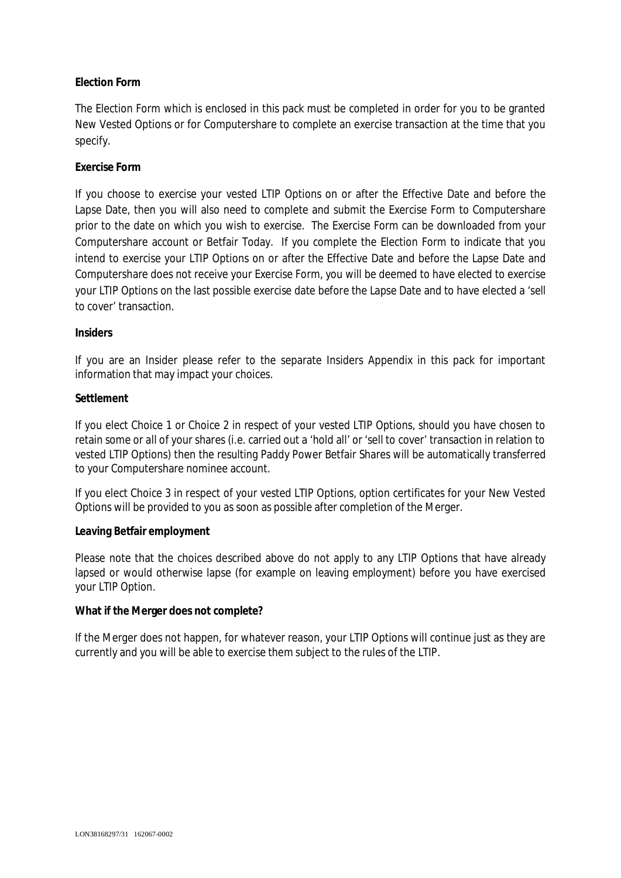**Election Form**

The Election Form which is enclosed in this pack must be completed in order for you to be granted New Vested Options or for Computershare to complete an exercise transaction at the time that you specify.

**Exercise Form**

If you choose to exercise your vested LTIP Options on or after the Effective Date and before the Lapse Date, then you will also need to complete and submit the Exercise Form to Computershare prior to the date on which you wish to exercise. The Exercise Form can be downloaded from your Computershare account or Betfair Today. If you complete the Election Form to indicate that you intend to exercise your LTIP Options on or after the Effective Date and before the Lapse Date and Computershare does not receive your Exercise Form, you will be deemed to have elected to exercise your LTIP Options on the last possible exercise date before the Lapse Date and to have elected a 'sell to cover' transaction.

**Insiders**

If you are an Insider please refer to the separate Insiders Appendix in this pack for important information that may impact your choices.

**Settlement**

If you elect Choice 1 or Choice 2 in respect of your vested LTIP Options, should you have chosen to retain some or all of your shares (i.e. carried out a 'hold all' or 'sell to cover' transaction in relation to vested LTIP Options) then the resulting Paddy Power Betfair Shares will be automatically transferred to your Computershare nominee account.

If you elect Choice 3 in respect of your vested LTIP Options, option certificates for your New Vested Options will be provided to you as soon as possible after completion of the Merger.

**Leaving Betfair employment**

Please note that the choices described above do not apply to any LTIP Options that have already lapsed or would otherwise lapse (for example on leaving employment) before you have exercised your LTIP Option.

**What if the Merger does not complete?**

If the Merger does not happen, for whatever reason, your LTIP Options will continue just as they are currently and you will be able to exercise them subject to the rules of the LTIP.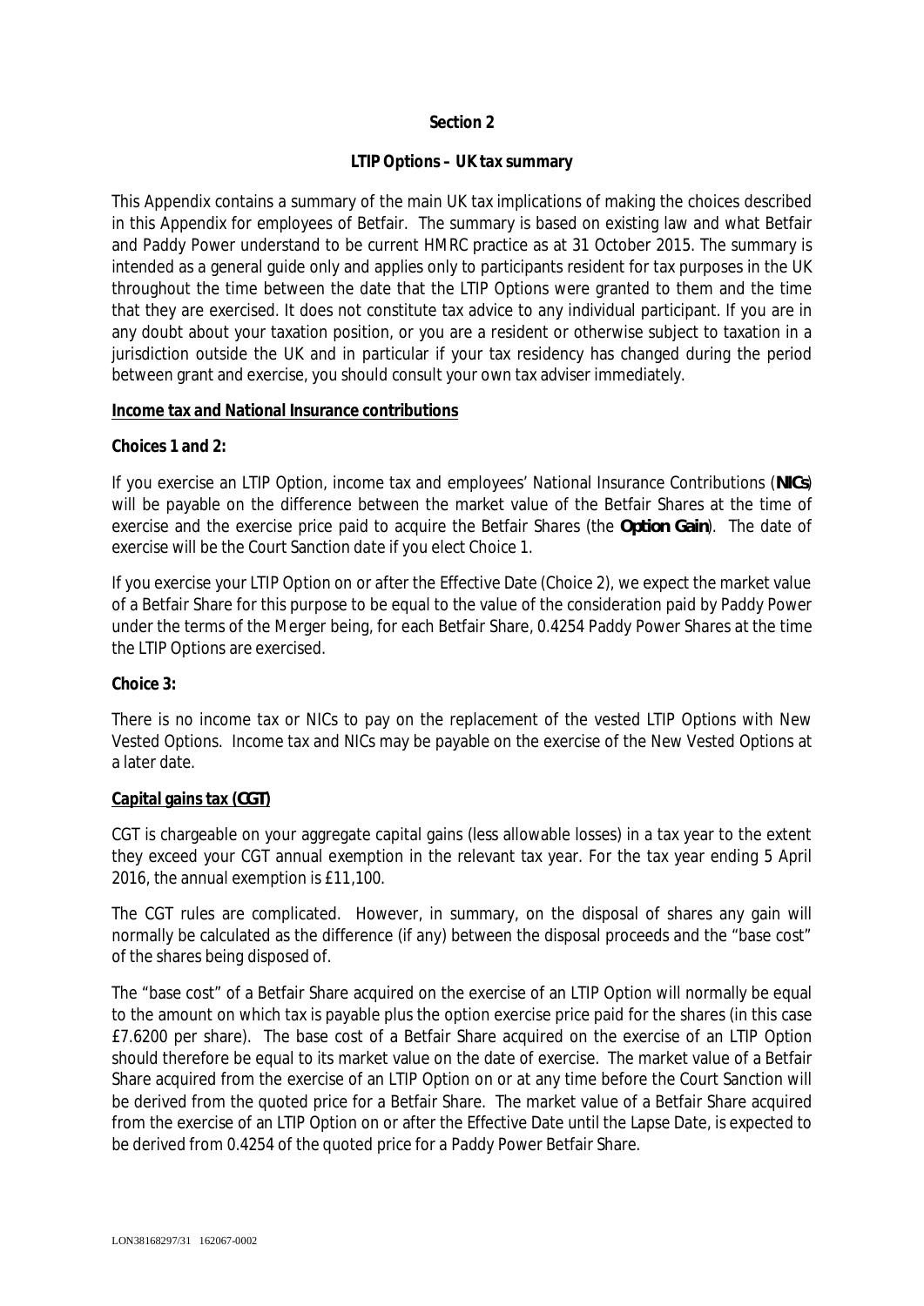**Section 2**

***LTIP Options – UK tax summary***

This Appendix contains a summary of the main UK tax implications of making the choices described in this Appendix for employees of Betfair. The summary is based on existing law and what Betfair and Paddy Power understand to be current HMRC practice as at 31 October 2015. The summary is intended as a general guide only and applies only to participants resident for tax purposes in the UK throughout the time between the date that the LTIP Options were granted to them and the time that they are exercised. It does not constitute tax advice to any individual participant. If you are in any doubt about your taxation position, or you are a resident or otherwise subject to taxation in a jurisdiction outside the UK and in particular if your tax residency has changed during the period between grant and exercise, you should consult your own tax adviser immediately.

**Income tax and National Insurance contributions**

**Choices 1 and 2:**

If you exercise an LTIP Option, income tax and employees' National Insurance Contributions (**NICs**) will be payable on the difference between the market value of the Betfair Shares at the time of exercise and the exercise price paid to acquire the Betfair Shares (the **Option Gain**). The date of exercise will be the Court Sanction date if you elect Choice 1.

If you exercise your LTIP Option on or after the Effective Date (Choice 2), we expect the market value of a Betfair Share for this purpose to be equal to the value of the consideration paid by Paddy Power under the terms of the Merger being, for each Betfair Share, 0.4254 Paddy Power Shares at the time the LTIP Options are exercised.

**Choice 3:**

There is no income tax or NICs to pay on the replacement of the vested LTIP Options with New Vested Options. Income tax and NICs may be payable on the exercise of the New Vested Options at a later date.

**Capital gains tax (CGT)**

CGT is chargeable on your aggregate capital gains (less allowable losses) in a tax year to the extent they exceed your CGT annual exemption in the relevant tax year. For the tax year ending 5 April 2016, the annual exemption is £11,100.

The CGT rules are complicated. However, in summary, on the disposal of shares any gain will normally be calculated as the difference (if any) between the disposal proceeds and the "base cost" of the shares being disposed of.

The "base cost" of a Betfair Share acquired on the exercise of an LTIP Option will normally be equal to the amount on which tax is payable plus the option exercise price paid for the shares (in this case £7.6200 per share). The base cost of a Betfair Share acquired on the exercise of an LTIP Option should therefore be equal to its market value on the date of exercise. The market value of a Betfair Share acquired from the exercise of an LTIP Option on or at any time before the Court Sanction will be derived from the quoted price for a Betfair Share. The market value of a Betfair Share acquired from the exercise of an LTIP Option on or after the Effective Date until the Lapse Date, is expected to be derived from 0.4254 of the quoted price for a Paddy Power Betfair Share.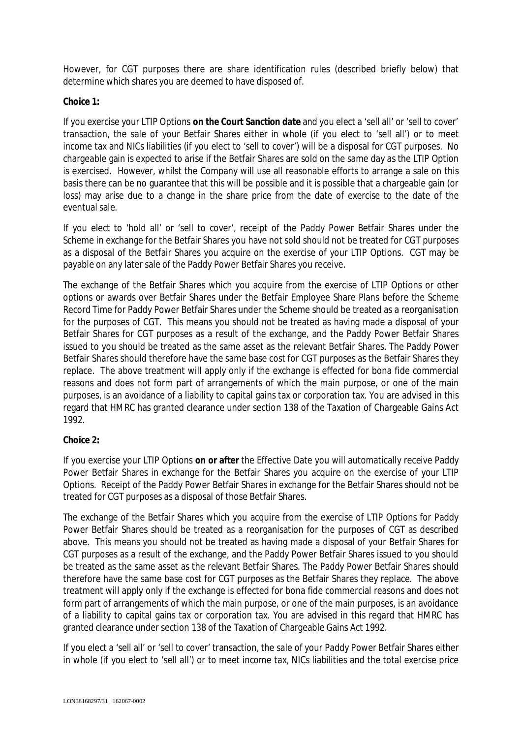However, for CGT purposes there are share identification rules (described briefly below) that determine which shares you are deemed to have disposed of.

**Choice 1:**

If you exercise your LTIP Options **on the Court Sanction date** and you elect a 'sell all' or 'sell to cover' transaction, the sale of your Betfair Shares either in whole (if you elect to 'sell all') or to meet income tax and NICs liabilities (if you elect to 'sell to cover') will be a disposal for CGT purposes. No chargeable gain is expected to arise if the Betfair Shares are sold on the same day as the LTIP Option is exercised. However, whilst the Company will use all reasonable efforts to arrange a sale on this basis there can be no guarantee that this will be possible and it is possible that a chargeable gain (or loss) may arise due to a change in the share price from the date of exercise to the date of the eventual sale.

If you elect to 'hold all' or 'sell to cover', receipt of the Paddy Power Betfair Shares under the Scheme in exchange for the Betfair Shares you have not sold should not be treated for CGT purposes as a disposal of the Betfair Shares you acquire on the exercise of your LTIP Options. CGT may be payable on any later sale of the Paddy Power Betfair Shares you receive.

The exchange of the Betfair Shares which you acquire from the exercise of LTIP Options or other options or awards over Betfair Shares under the Betfair Employee Share Plans before the Scheme Record Time for Paddy Power Betfair Shares under the Scheme should be treated as a reorganisation for the purposes of CGT. This means you should not be treated as having made a disposal of your Betfair Shares for CGT purposes as a result of the exchange, and the Paddy Power Betfair Shares issued to you should be treated as the same asset as the relevant Betfair Shares. The Paddy Power Betfair Shares should therefore have the same base cost for CGT purposes as the Betfair Shares they replace. The above treatment will apply only if the exchange is effected for bona fide commercial reasons and does not form part of arrangements of which the main purpose, or one of the main purposes, is an avoidance of a liability to capital gains tax or corporation tax. You are advised in this regard that HMRC has granted clearance under section 138 of the Taxation of Chargeable Gains Act 1992.

**Choice 2:**

If you exercise your LTIP Options **on or after** the Effective Date you will automatically receive Paddy Power Betfair Shares in exchange for the Betfair Shares you acquire on the exercise of your LTIP Options. Receipt of the Paddy Power Betfair Shares in exchange for the Betfair Shares should not be treated for CGT purposes as a disposal of those Betfair Shares.

The exchange of the Betfair Shares which you acquire from the exercise of LTIP Options for Paddy Power Betfair Shares should be treated as a reorganisation for the purposes of CGT as described above. This means you should not be treated as having made a disposal of your Betfair Shares for CGT purposes as a result of the exchange, and the Paddy Power Betfair Shares issued to you should be treated as the same asset as the relevant Betfair Shares. The Paddy Power Betfair Shares should therefore have the same base cost for CGT purposes as the Betfair Shares they replace. The above treatment will apply only if the exchange is effected for bona fide commercial reasons and does not form part of arrangements of which the main purpose, or one of the main purposes, is an avoidance of a liability to capital gains tax or corporation tax. You are advised in this regard that HMRC has granted clearance under section 138 of the Taxation of Chargeable Gains Act 1992.

If you elect a 'sell all' or 'sell to cover' transaction, the sale of your Paddy Power Betfair Shares either in whole (if you elect to 'sell all') or to meet income tax, NICs liabilities and the total exercise price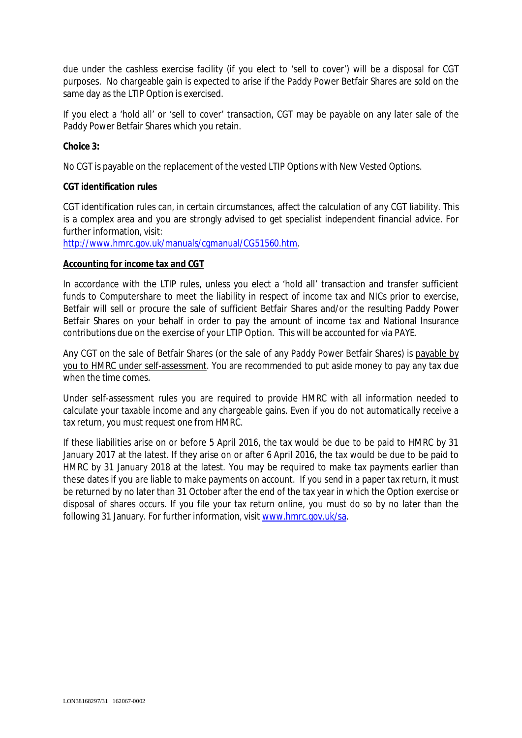due under the cashless exercise facility (if you elect to 'sell to cover') will be a disposal for CGT purposes. No chargeable gain is expected to arise if the Paddy Power Betfair Shares are sold on the same day as the LTIP Option is exercised.

If you elect a 'hold all' or 'sell to cover' transaction, CGT may be payable on any later sale of the Paddy Power Betfair Shares which you retain.

**Choice 3:**

No CGT is payable on the replacement of the vested LTIP Options with New Vested Options.

**CGT identification rules**

CGT identification rules can, in certain circumstances, affect the calculation of any CGT liability. This is a complex area and you are strongly advised to get specialist independent financial advice. For further information, visit:
[http://www.hmrc.gov.uk/manuals/cgmanual/CG51560.htm](http://www.hmrc.gov.uk/manuals/cgmanual/CG51560.htm).

**Accounting for income tax and CGT**

In accordance with the LTIP rules, unless you elect a 'hold all' transaction and transfer sufficient funds to Computershare to meet the liability in respect of income tax and NICs prior to exercise, Betfair will sell or procure the sale of sufficient Betfair Shares and/or the resulting Paddy Power Betfair Shares on your behalf in order to pay the amount of income tax and National Insurance contributions due on the exercise of your LTIP Option. This will be accounted for via PAYE.

Any CGT on the sale of Betfair Shares (or the sale of any Paddy Power Betfair Shares) is payable by you to HMRC under self-assessment. You are recommended to put aside money to pay any tax due when the time comes.

Under self-assessment rules you are required to provide HMRC with all information needed to calculate your taxable income and any chargeable gains. Even if you do not automatically receive a tax return, you must request one from HMRC.

If these liabilities arise on or before 5 April 2016, the tax would be due to be paid to HMRC by 31 January 2017 at the latest. If they arise on or after 6 April 2016, the tax would be due to be paid to HMRC by 31 January 2018 at the latest. You may be required to make tax payments earlier than these dates if you are liable to make payments on account. If you send in a paper tax return, it must be returned by no later than 31 October after the end of the tax year in which the Option exercise or disposal of shares occurs. If you file your tax return online, you must do so by no later than the following 31 January. For further information, visit [www.hmrc.gov.uk/sa](www.hmrc.gov.uk/sa).